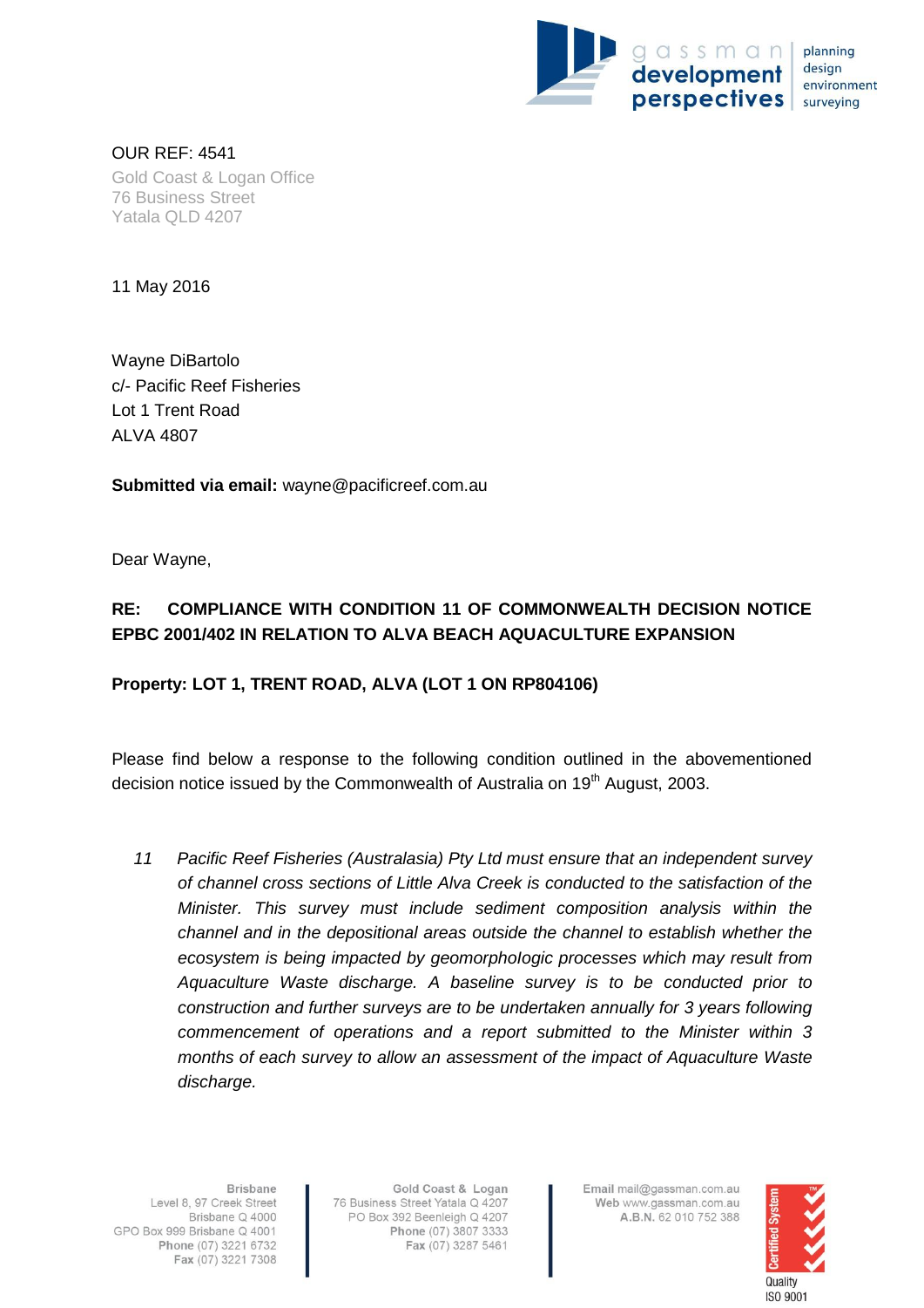gassman development perspectives

planning
design
environment
surveying

OUR REF: 4541
Gold Coast & Logan Office
76 Business Street
Yatala QLD 4207

11 May 2016

Wayne DiBartolo
c/- Pacific Reef Fisheries
Lot 1 Trent Road
ALVA 4807

**Submitted via email:** wayne@pacificreef.com.au

Dear Wayne,

**RE: COMPLIANCE WITH CONDITION 11 OF COMMONWEALTH DECISION NOTICE EPBC 2001/402 IN RELATION TO ALVA BEACH AQUACULTURE EXPANSION**

**Property: LOT 1, TRENT ROAD, ALVA (LOT 1 ON RP804106)**

Please find below a response to the following condition outlined in the abovementioned decision notice issued by the Commonwealth of Australia on 19th August, 2003.

> *11 Pacific Reef Fisheries (Australasia) Pty Ltd must ensure that an independent survey of channel cross sections of Little Alva Creek is conducted to the satisfaction of the Minister. This survey must include sediment composition analysis within the channel and in the depositional areas outside the channel to establish whether the ecosystem is being impacted by geomorphologic processes which may result from Aquaculture Waste discharge. A baseline survey is to be conducted prior to construction and further surveys are to be undertaken annually for 3 years following commencement of operations and a report submitted to the Minister within 3 months of each survey to allow an assessment of the impact of Aquaculture Waste discharge.*

**Brisbane**
Level 8, 97 Creek Street
Brisbane Q 4000
GPO Box 999 Brisbane Q 4001
**Phone** (07) 3221 6732
**Fax** (07) 3221 7308

**Gold Coast & Logan**
76 Business Street Yatala Q 4207
PO Box 392 Beenleigh Q 4207
**Phone** (07) 3807 3333
**Fax** (07) 3287 5461

**Email** mail@gassman.com.au
**Web** www.gassman.com.au
**A.B.N.** 62 010 752 388

Certified System
Quality
ISO 9001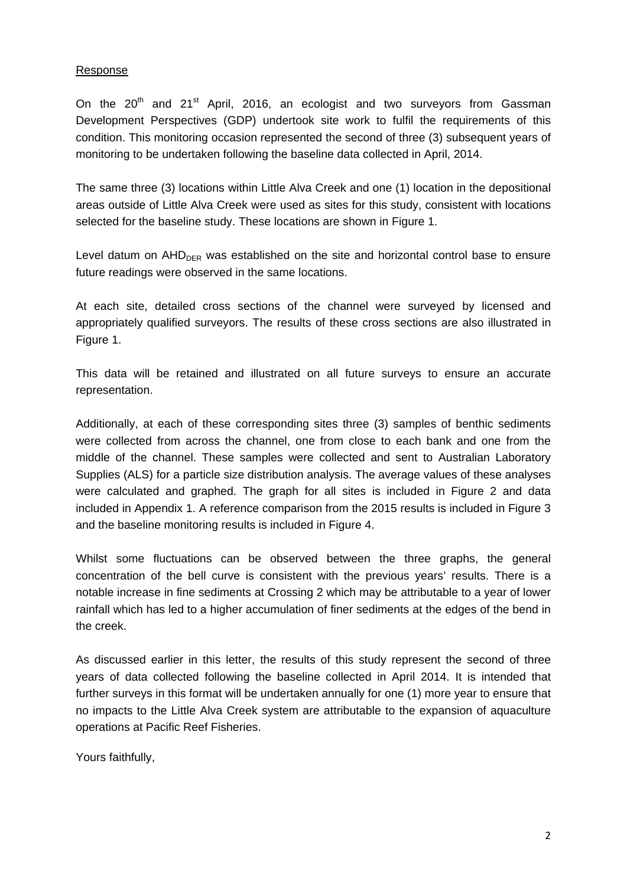Response

On the 20th and 21st April, 2016, an ecologist and two surveyors from Gassman Development Perspectives (GDP) undertook site work to fulfil the requirements of this condition. This monitoring occasion represented the second of three (3) subsequent years of monitoring to be undertaken following the baseline data collected in April, 2014.

The same three (3) locations within Little Alva Creek and one (1) location in the depositional areas outside of Little Alva Creek were used as sites for this study, consistent with locations selected for the baseline study. These locations are shown in Figure 1.

Level datum on $AHD_{DER}$ was established on the site and horizontal control base to ensure future readings were observed in the same locations.

At each site, detailed cross sections of the channel were surveyed by licensed and appropriately qualified surveyors. The results of these cross sections are also illustrated in Figure 1.

This data will be retained and illustrated on all future surveys to ensure an accurate representation.

Additionally, at each of these corresponding sites three (3) samples of benthic sediments were collected from across the channel, one from close to each bank and one from the middle of the channel. These samples were collected and sent to Australian Laboratory Supplies (ALS) for a particle size distribution analysis. The average values of these analyses were calculated and graphed. The graph for all sites is included in Figure 2 and data included in Appendix 1. A reference comparison from the 2015 results is included in Figure 3 and the baseline monitoring results is included in Figure 4.

Whilst some fluctuations can be observed between the three graphs, the general concentration of the bell curve is consistent with the previous years' results. There is a notable increase in fine sediments at Crossing 2 which may be attributable to a year of lower rainfall which has led to a higher accumulation of finer sediments at the edges of the bend in the creek.

As discussed earlier in this letter, the results of this study represent the second of three years of data collected following the baseline collected in April 2014. It is intended that further surveys in this format will be undertaken annually for one (1) more year to ensure that no impacts to the Little Alva Creek system are attributable to the expansion of aquaculture operations at Pacific Reef Fisheries.

Yours faithfully,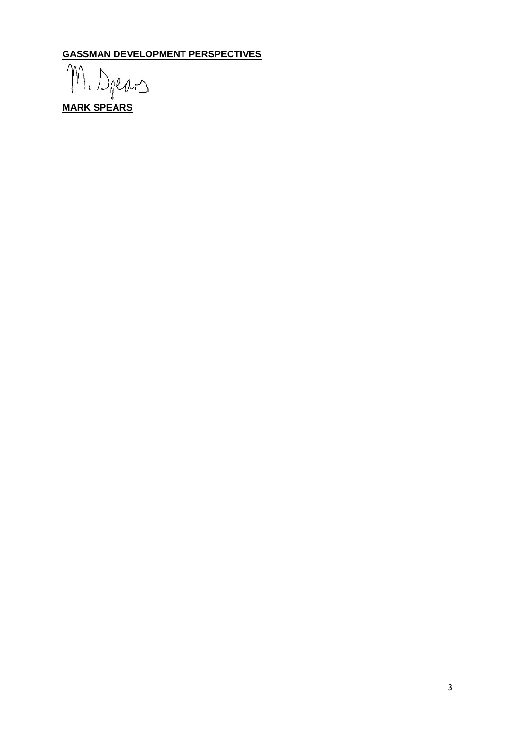**GASSMAN DEVELOPMENT PERSPECTIVES**

M. Spears

**MARK SPEARS**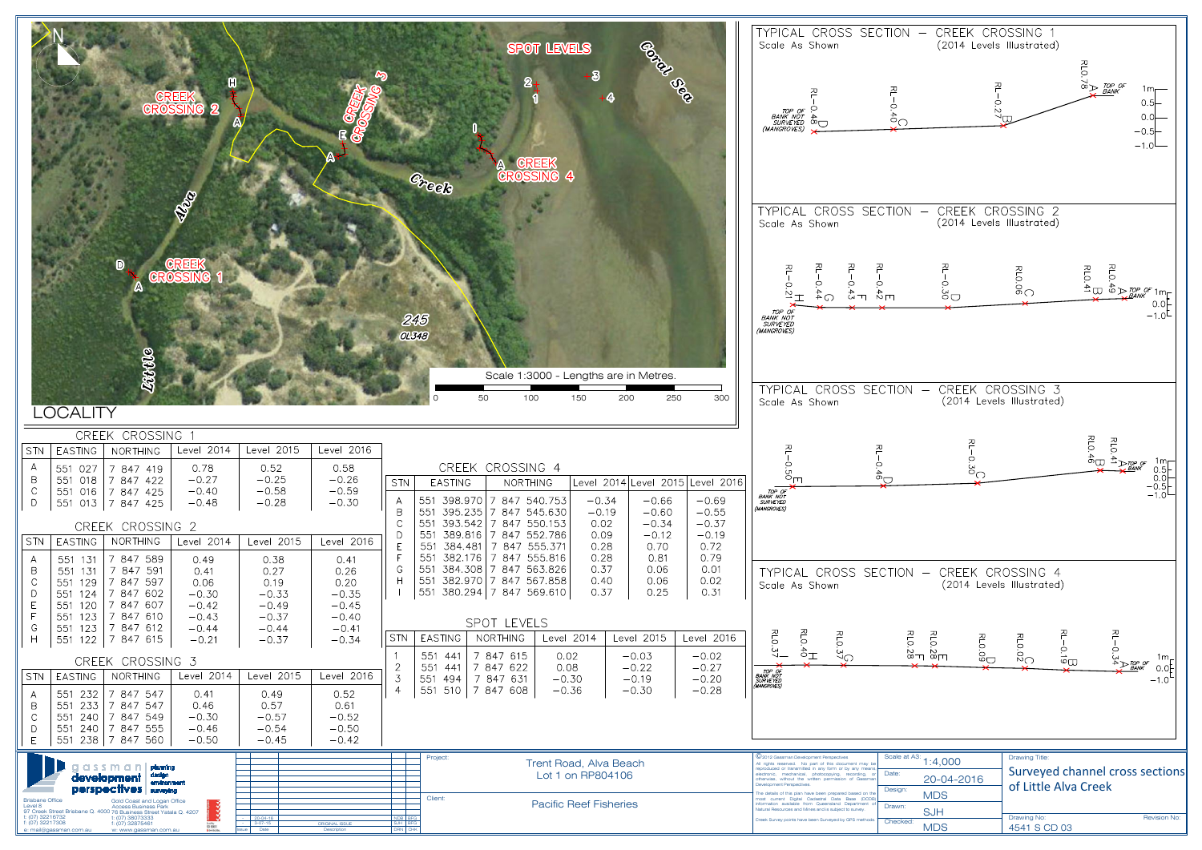## LOCALITY

Scale 1:3000 - Lengths are in Metres.

### CREEK CROSSING 1

| STN | EASTING | NORTHING | Level 2014 | Level 2015 | Level 2016 |
|---|---|---|---|---|---|
| A | 551 027 | 7 847 419 | 0.78 | 0.52 | 0.58 |
| B | 551 018 | 7 847 422 | −0.27 | −0.25 | −0.26 |
| C | 551 016 | 7 847 425 | −0.40 | −0.58 | −0.59 |
| D | 551 013 | 7 847 425 | −0.48 | −0.28 | −0.30 |

### CREEK CROSSING 2

| STN | EASTING | NORTHING | Level 2014 | Level 2015 | Level 2016 |
|---|---|---|---|---|---|
| A | 551 131 | 7 847 589 | 0.49 | 0.38 | 0.41 |
| B | 551 131 | 7 847 591 | 0.41 | 0.27 | 0.26 |
| C | 551 129 | 7 847 597 | 0.06 | 0.19 | 0.20 |
| D | 551 124 | 7 847 602 | −0.30 | −0.33 | −0.35 |
| E | 551 120 | 7 847 607 | −0.42 | −0.49 | −0.45 |
| F | 551 123 | 7 847 610 | −0.43 | −0.37 | −0.40 |
| G | 551 123 | 7 847 612 | −0.44 | −0.44 | −0.41 |
| H | 551 122 | 7 847 615 | −0.21 | −0.37 | −0.34 |

### CREEK CROSSING 3

| STN | EASTING | NORTHING | Level 2014 | Level 2015 | Level 2016 |
|---|---|---|---|---|---|
| A | 551 232 | 7 847 547 | 0.41 | 0.49 | 0.52 |
| B | 551 233 | 7 847 547 | 0.46 | 0.57 | 0.61 |
| C | 551 240 | 7 847 549 | −0.30 | −0.57 | −0.52 |
| D | 551 240 | 7 847 555 | −0.46 | −0.54 | −0.50 |
| E | 551 238 | 7 847 560 | −0.50 | −0.45 | −0.42 |

### CREEK CROSSING 4

| STN | EASTING | NORTHING | Level 2014 | Level 2015 | Level 2016 |
|---|---|---|---|---|---|
| A | 551 398.970 | 7 847 540.753 | −0.34 | −0.66 | −0.69 |
| B | 551 395.235 | 7 847 545.630 | −0.19 | −0.60 | −0.55 |
| C | 551 393.542 | 7 847 550.153 | 0.02 | −0.34 | −0.37 |
| D | 551 389.816 | 7 847 552.786 | 0.09 | −0.12 | −0.19 |
| E | 551 384.481 | 7 847 555.371 | 0.28 | 0.70 | 0.72 |
| F | 551 382.176 | 7 847 555.816 | 0.28 | 0.81 | 0.79 |
| G | 551 384.308 | 7 847 563.826 | 0.37 | 0.06 | 0.01 |
| H | 551 382.970 | 7 847 567.858 | 0.40 | 0.06 | 0.02 |
| I | 551 380.294 | 7 847 569.610 | 0.37 | 0.25 | 0.31 |

### SPOT LEVELS

| STN | EASTING | NORTHING | Level 2014 | Level 2015 | Level 2016 |
|---|---|---|---|---|---|
| 1 | 551 441 | 7 847 615 | 0.02 | −0.03 | −0.02 |
| 2 | 551 441 | 7 847 622 | 0.08 | −0.22 | −0.27 |
| 3 | 551 494 | 7 847 631 | −0.30 | −0.19 | −0.20 |
| 4 | 551 510 | 7 847 608 | −0.36 | −0.30 | −0.28 |

### TYPICAL CROSS SECTION – CREEK CROSSING 1
Scale As Shown (2014 Levels Illustrated)

### TYPICAL CROSS SECTION – CREEK CROSSING 2
Scale As Shown (2014 Levels Illustrated)

### TYPICAL CROSS SECTION – CREEK CROSSING 3
Scale As Shown (2014 Levels Illustrated)

### TYPICAL CROSS SECTION – CREEK CROSSING 4
Scale As Shown (2014 Levels Illustrated)

---

gassman development perspectives — planning, design, environment, surveying

Brisbane Office: Level 8, 97 Creek Street Brisbane Q. 4000; t: (07) 32216732; f: (07) 32217308; e: mail@gassman.com.au

Gold Coast and Logan Office: Access Business Park, 76 Business Street Yatala Q. 4207; t: (07) 38073333; f: (07) 32875461; w: www.gassman.com.au

| Issue | Date | Description | | |
|---|---|---|---|---|
| | 20-04-16 | | NDB | SPG |
| | 3-07-15 | ORIGINAL ISSUE | SLH | MDS |

Project: Trent Road, Alva Beach, Lot 1 on RP804106

Client: Pacific Reef Fisheries

©2012 Gassman Development Perspectives. All rights reserved. No part of this document may be reproduced or transmitted in any form or by any means electronic, mechanical, photocopying, recording, or otherwise, without the written permission of Gassman Development Perspectives.

The details of this plan have been prepared based on the most current Digital Cadastral Data Base (DCDB) information available from Queensland Department of Natural Resources and Mines and is subject to survey.

Creek Survey points have been Surveyed by GPS methods.

Scale at A3: 1:4,000
Date: 20-04-2016
Design: MDS
Drawn: SJH
Checked: MDS

Drawing Title: Surveyed channel cross sections of Little Alva Creek

Drawing No: 4541 S CD 03

Revision No: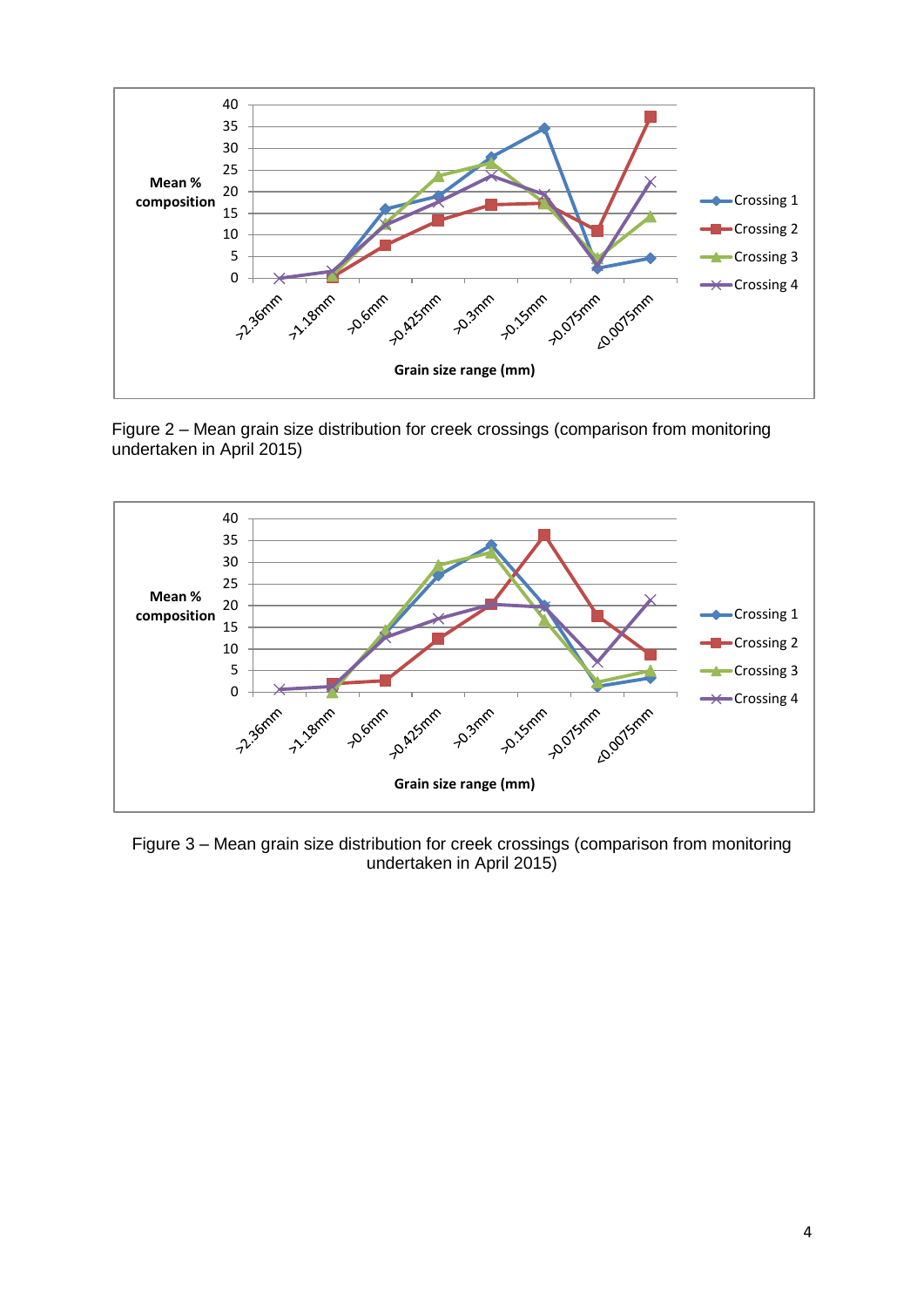Figure 2 – Mean grain size distribution for creek crossings (comparison from monitoring undertaken in April 2015)

Figure 3 – Mean grain size distribution for creek crossings (comparison from monitoring undertaken in April 2015)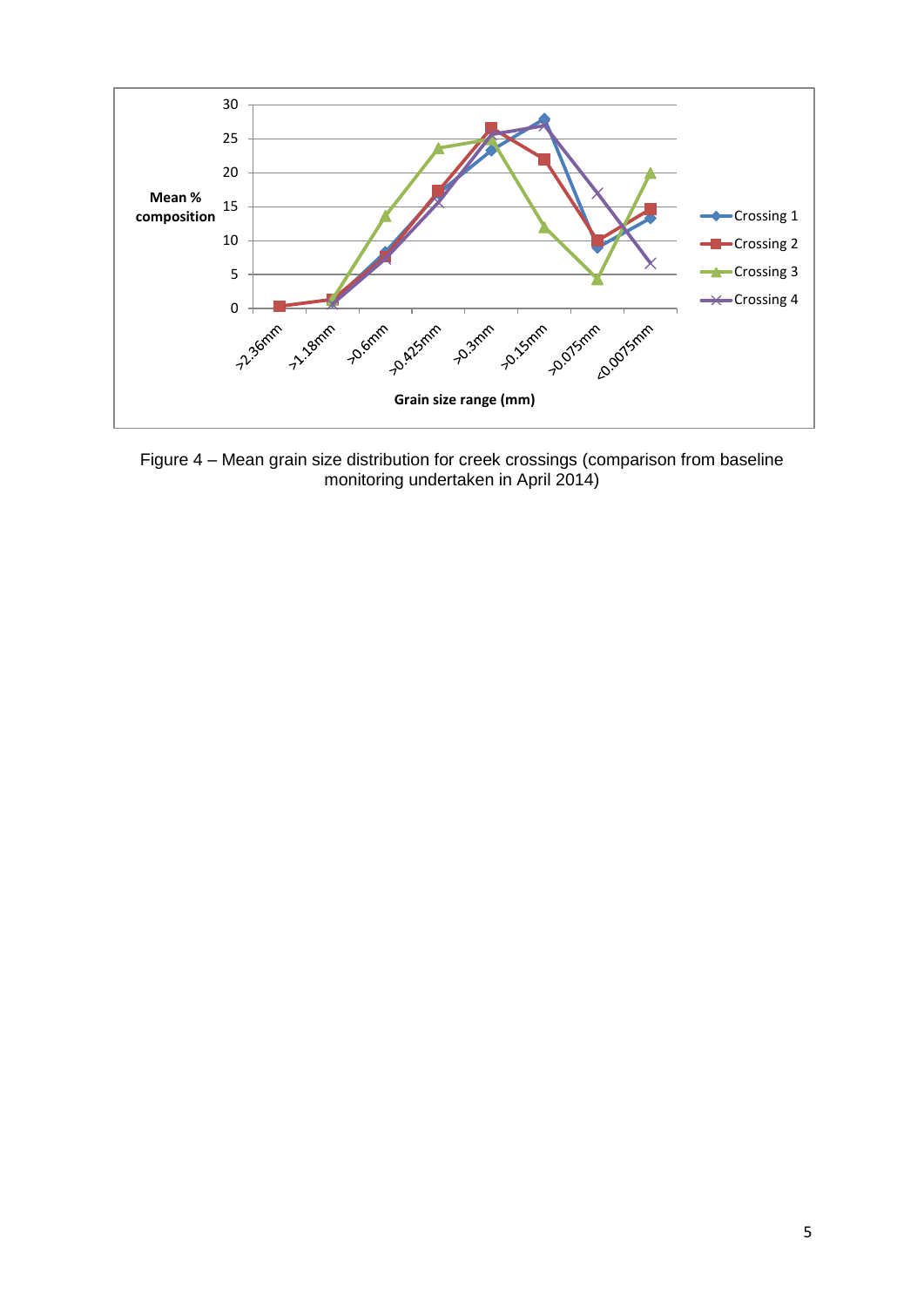Figure 4 – Mean grain size distribution for creek crossings (comparison from baseline monitoring undertaken in April 2014)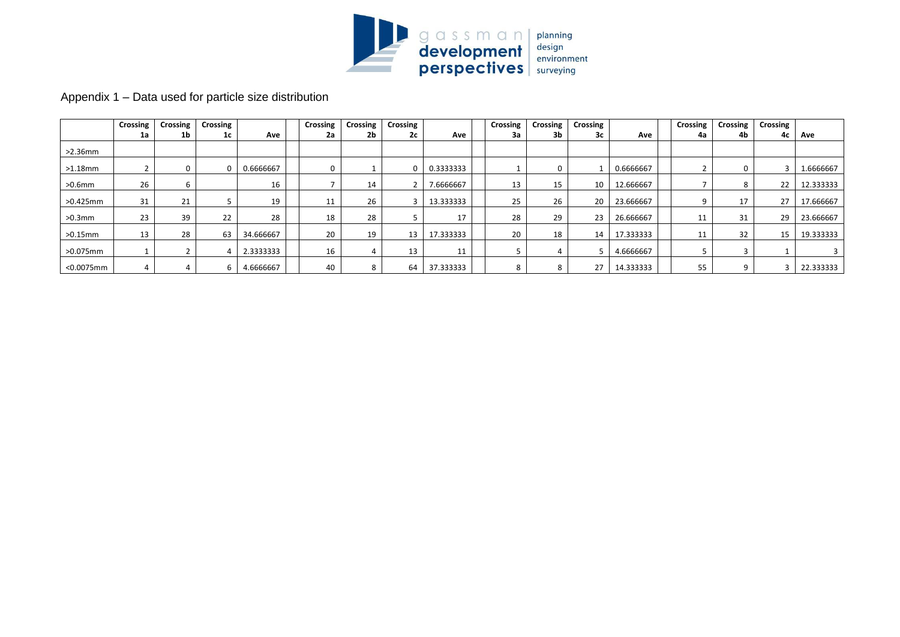Appendix 1 – Data used for particle size distribution

| | Crossing 1a | Crossing 1b | Crossing 1c | Ave | | Crossing 2a | Crossing 2b | Crossing 2c | Ave | | Crossing 3a | Crossing 3b | Crossing 3c | Ave | | Crossing 4a | Crossing 4b | Crossing 4c | Ave |
|---|---|---|---|---|---|---|---|---|---|---|---|---|---|---|---|---|---|---|---|
| >2.36mm | | | | | | | | | | | | | | | | | | | |
| >1.18mm | 2 | 0 | 0 | 0.6666667 | | 0 | 1 | 0 | 0.3333333 | | 1 | 0 | 1 | 0.6666667 | | 2 | 0 | 3 | 1.6666667 |
| >0.6mm | 26 | 6 | | 16 | | 7 | 14 | 2 | 7.6666667 | | 13 | 15 | 10 | 12.666667 | | 7 | 8 | 22 | 12.333333 |
| >0.425mm | 31 | 21 | 5 | 19 | | 11 | 26 | 3 | 13.333333 | | 25 | 26 | 20 | 23.666667 | | 9 | 17 | 27 | 17.666667 |
| >0.3mm | 23 | 39 | 22 | 28 | | 18 | 28 | 5 | 17 | | 28 | 29 | 23 | 26.666667 | | 11 | 31 | 29 | 23.666667 |
| >0.15mm | 13 | 28 | 63 | 34.666667 | | 20 | 19 | 13 | 17.333333 | | 20 | 18 | 14 | 17.333333 | | 11 | 32 | 15 | 19.333333 |
| >0.075mm | 1 | 2 | 4 | 2.3333333 | | 16 | 4 | 13 | 11 | | 5 | 4 | 5 | 4.6666667 | | 5 | 3 | 1 | 3 |
| <0.0075mm | 4 | 4 | 6 | 4.6666667 | | 40 | 8 | 64 | 37.333333 | | 8 | 8 | 27 | 14.333333 | | 55 | 9 | 3 | 22.333333 |